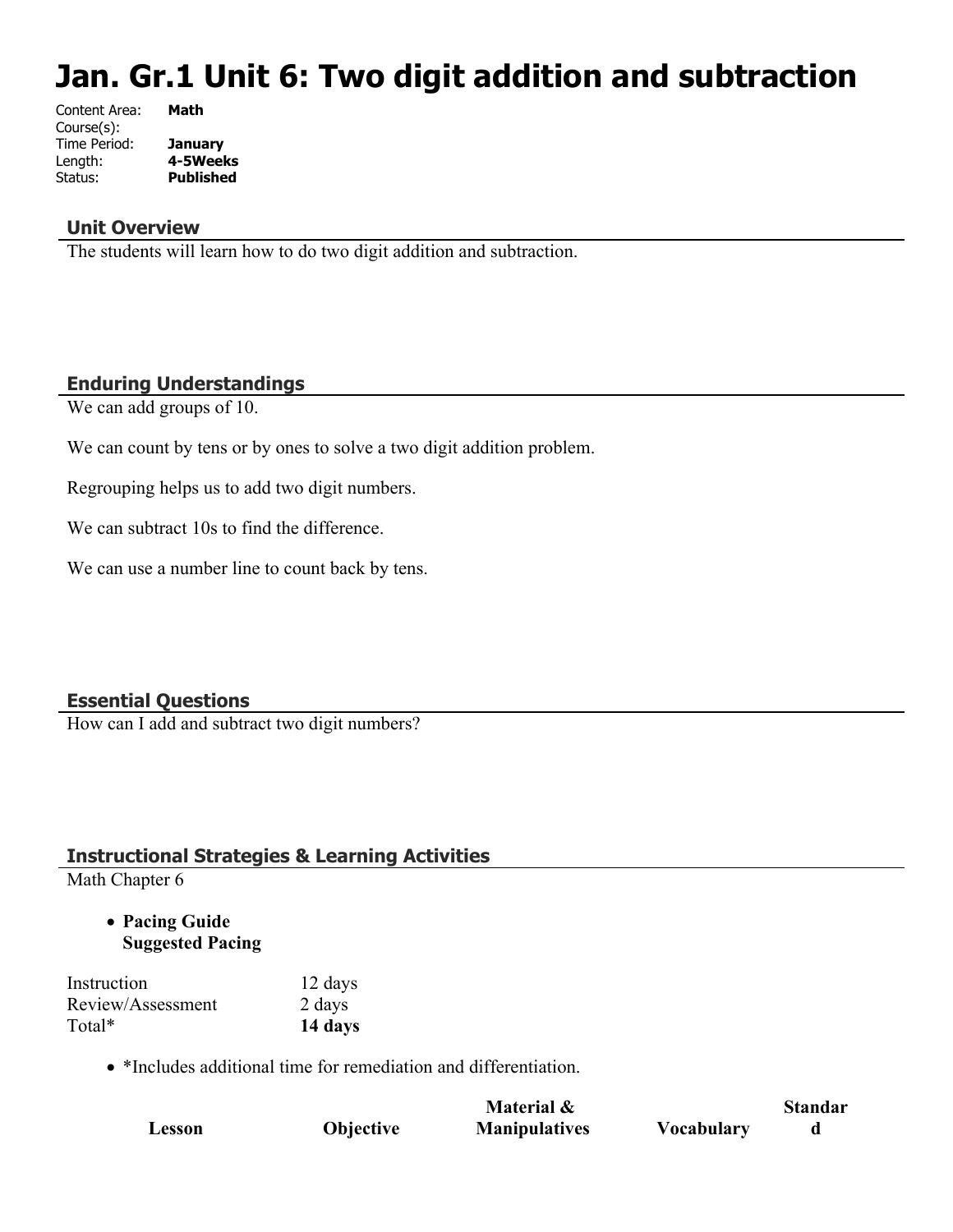# Jan. Gr.1 Unit 6: Two digit addition and subtraction

| | |
|---|---|
| Content Area: | **Math** |
| Course(s): | |
| Time Period: | **January** |
| Length: | **4-5Weeks** |
| Status: | **Published** |

## Unit Overview

The students will learn how to do two digit addition and subtraction.

## Enduring Understandings

We can add groups of 10.

We can count by tens or by ones to solve a two digit addition problem.

Regrouping helps us to add two digit numbers.

We can subtract 10s to find the difference.

We can use a number line to count back by tens.

## Essential Questions

How can I add and subtract two digit numbers?

## Instructional Strategies & Learning Activities

Math Chapter 6

- **Pacing Guide**
  **Suggested Pacing**

| | |
|---|---|
| Instruction | 12 days |
| Review/Assessment | 2 days |
| Total* | **14 days** |

- *Includes additional time for remediation and differentiation.

| Lesson | Objective | Material & Manipulatives | Vocabulary | Standard |
|---|---|---|---|---|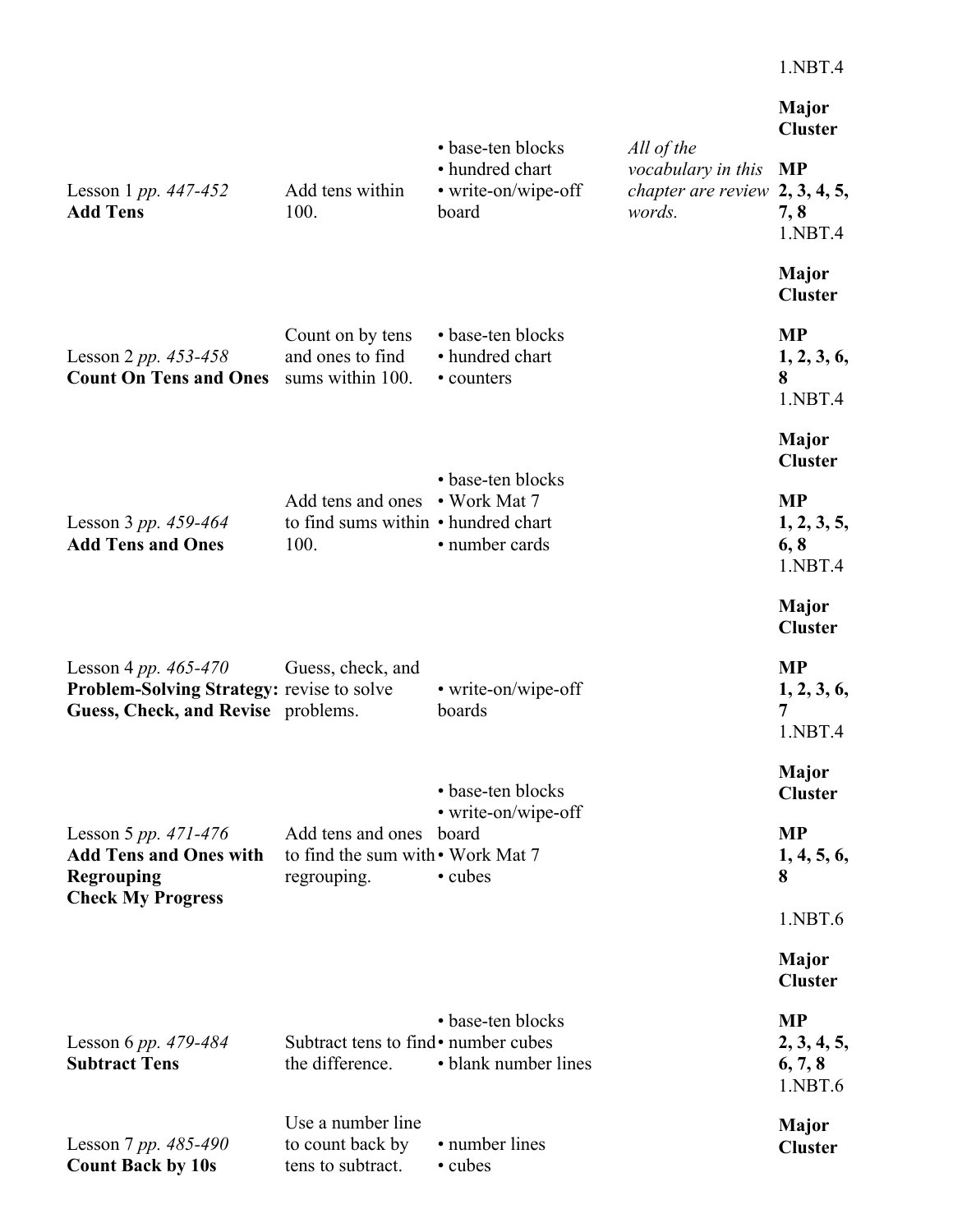| | | | | |
|---|---|---|---|---|
| Lesson 1 *pp. 447-452* **Add Tens** | Add tens within 100. | • base-ten blocks • hundred chart • write-on/wipe-off board | *All of the vocabulary in this chapter are review words.* | 1.NBT.4 **Major Cluster** **MP 2, 3, 4, 5, 7, 8** |
| Lesson 2 *pp. 453-458* **Count On Tens and Ones** | Count on by tens and ones to find sums within 100. | • base-ten blocks • hundred chart • counters | | 1.NBT.4 **Major Cluster** **MP 1, 2, 3, 6, 8** |
| Lesson 3 *pp. 459-464* **Add Tens and Ones** | Add tens and ones to find sums within 100. | • base-ten blocks • Work Mat 7 • hundred chart • number cards | | 1.NBT.4 **Major Cluster** **MP 1, 2, 3, 5, 6, 8** |
| Lesson 4 *pp. 465-470* **Problem-Solving Strategy: Guess, Check, and Revise** | Guess, check, and revise to solve problems. | • write-on/wipe-off boards | | 1.NBT.4 **Major Cluster** **MP 1, 2, 3, 6, 7** |
| Lesson 5 *pp. 471-476* **Add Tens and Ones with Regrouping** **Check My Progress** | Add tens and ones to find the sum with regrouping. | • base-ten blocks • write-on/wipe-off board • Work Mat 7 • cubes | | 1.NBT.4 **Major Cluster** **MP 1, 4, 5, 6, 8** |
| Lesson 6 *pp. 479-484* **Subtract Tens** | Subtract tens to find the difference. | • base-ten blocks • number cubes • blank number lines | | 1.NBT.6 **Major Cluster** **MP 2, 3, 4, 5, 6, 7, 8** |
| Lesson 7 *pp. 485-490* **Count Back by 10s** | Use a number line to count back by tens to subtract. | • number lines • cubes | | 1.NBT.6 **Major Cluster** |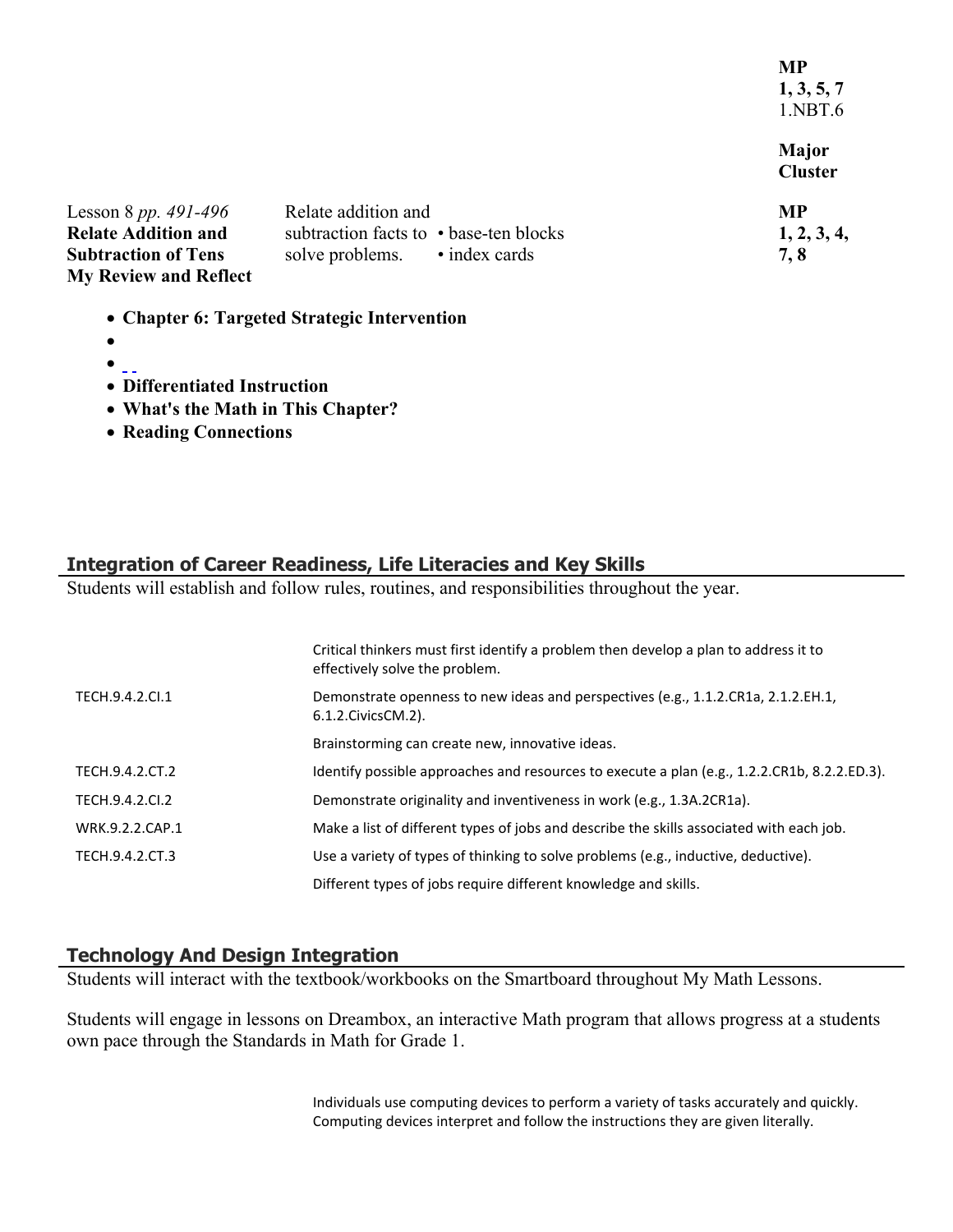| | | | MP 1, 3, 5, 7 1.NBT.6 |
|---|---|---|---|
| | | | **Major Cluster** |
| Lesson 8 *pp. 491-496* **Relate Addition and Subtraction of Tens My Review and Reflect** | Relate addition and subtraction facts to solve problems. | • base-ten blocks • index cards | **MP 1, 2, 3, 4, 7, 8** |

- **Chapter 6: Targeted Strategic Intervention**
- 
- 
- **Differentiated Instruction**
- **What's the Math in This Chapter?**
- **Reading Connections**

## Integration of Career Readiness, Life Literacies and Key Skills

Students will establish and follow rules, routines, and responsibilities throughout the year.

| | |
|---|---|
| | Critical thinkers must first identify a problem then develop a plan to address it to effectively solve the problem. |
| TECH.9.4.2.CI.1 | Demonstrate openness to new ideas and perspectives (e.g., 1.1.2.CR1a, 2.1.2.EH.1, 6.1.2.CivicsCM.2). |
| | Brainstorming can create new, innovative ideas. |
| TECH.9.4.2.CT.2 | Identify possible approaches and resources to execute a plan (e.g., 1.2.2.CR1b, 8.2.2.ED.3). |
| TECH.9.4.2.CI.2 | Demonstrate originality and inventiveness in work (e.g., 1.3A.2CR1a). |
| WRK.9.2.2.CAP.1 | Make a list of different types of jobs and describe the skills associated with each job. |
| TECH.9.4.2.CT.3 | Use a variety of types of thinking to solve problems (e.g., inductive, deductive). |
| | Different types of jobs require different knowledge and skills. |

## Technology And Design Integration

Students will interact with the textbook/workbooks on the Smartboard throughout My Math Lessons.

Students will engage in lessons on Dreambox, an interactive Math program that allows progress at a students own pace through the Standards in Math for Grade 1.

| | |
|---|---|
| | Individuals use computing devices to perform a variety of tasks accurately and quickly. Computing devices interpret and follow the instructions they are given literally. |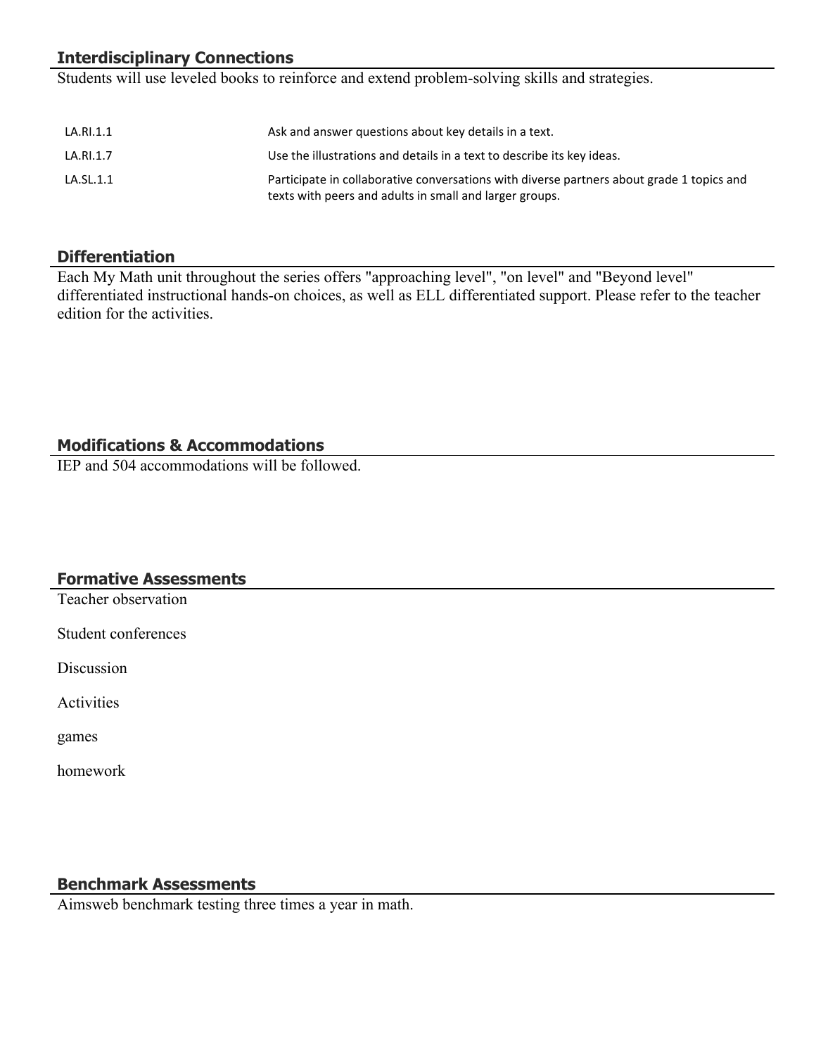## Interdisciplinary Connections

Students will use leveled books to reinforce and extend problem-solving skills and strategies.

| | |
|---|---|
| LA.RI.1.1 | Ask and answer questions about key details in a text. |
| LA.RI.1.7 | Use the illustrations and details in a text to describe its key ideas. |
| LA.SL.1.1 | Participate in collaborative conversations with diverse partners about grade 1 topics and texts with peers and adults in small and larger groups. |

## Differentiation

Each My Math unit throughout the series offers "approaching level", "on level" and "Beyond level" differentiated instructional hands-on choices, as well as ELL differentiated support. Please refer to the teacher edition for the activities.

## Modifications & Accommodations

IEP and 504 accommodations will be followed.

## Formative Assessments

Teacher observation

Student conferences

Discussion

Activities

games

homework

## Benchmark Assessments

Aimsweb benchmark testing three times a year in math.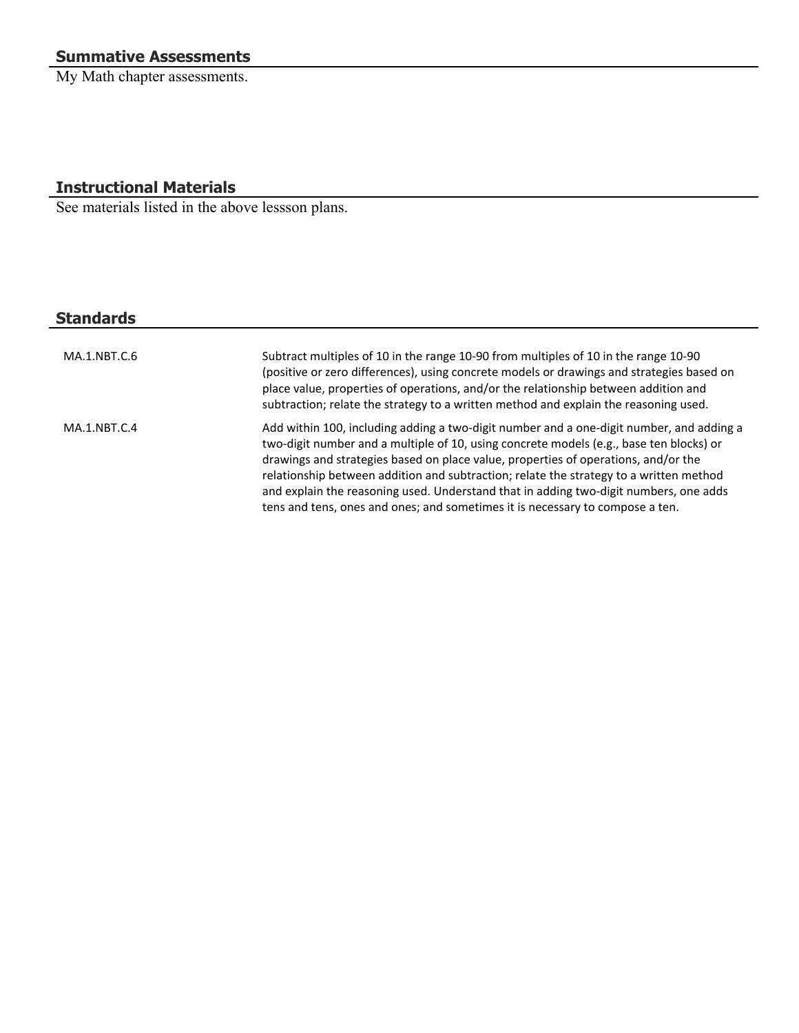## Summative Assessments

My Math chapter assessments.

## Instructional Materials

See materials listed in the above lessson plans.

## Standards

| | |
|---|---|
| MA.1.NBT.C.6 | Subtract multiples of 10 in the range 10-90 from multiples of 10 in the range 10-90 (positive or zero differences), using concrete models or drawings and strategies based on place value, properties of operations, and/or the relationship between addition and subtraction; relate the strategy to a written method and explain the reasoning used. |
| MA.1.NBT.C.4 | Add within 100, including adding a two-digit number and a one-digit number, and adding a two-digit number and a multiple of 10, using concrete models (e.g., base ten blocks) or drawings and strategies based on place value, properties of operations, and/or the relationship between addition and subtraction; relate the strategy to a written method and explain the reasoning used. Understand that in adding two-digit numbers, one adds tens and tens, ones and ones; and sometimes it is necessary to compose a ten. |